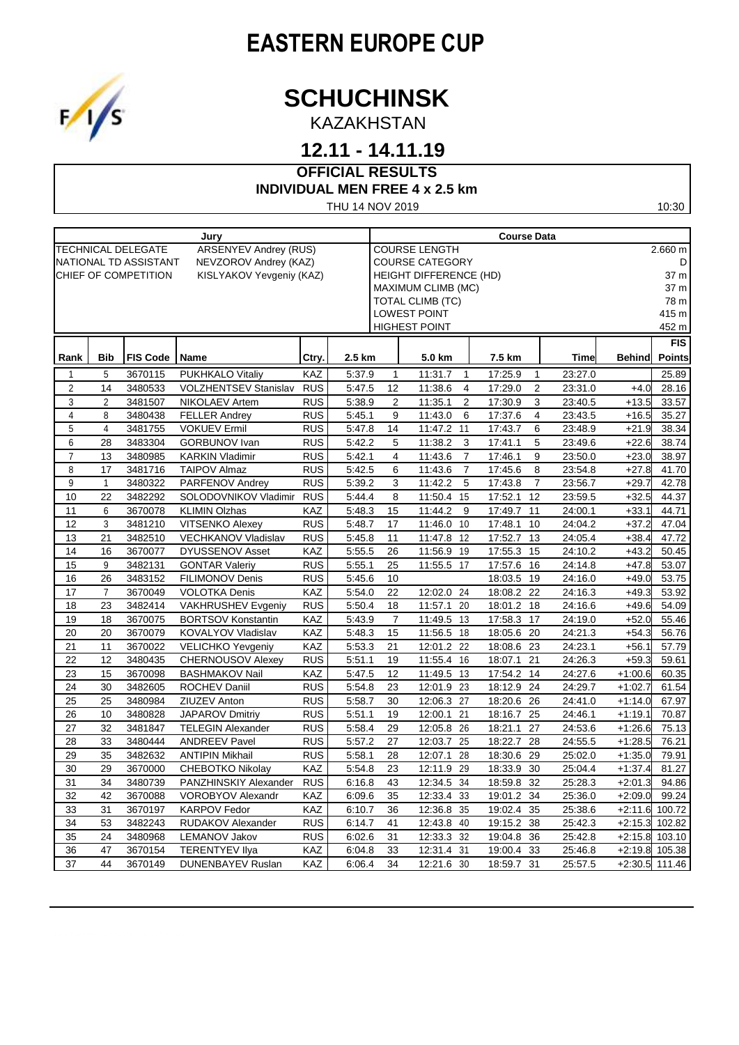# EASTERN EUROPE CUP

# SCHUCHINSK

KAZAKHSTAN

## 12.11 - 14.11.19

### OFFICIAL RESULTS

### INDIVIDUAL MEN FREE 4 x 2.5 km

THU 14 NOV 2019 10:30

| Jury | | Course Data | |
|---|---|---|---|
| TECHNICAL DELEGATE | ARSENYEV Andrey (RUS) | COURSE LENGTH | 2.660 m |
| NATIONAL TD ASSISTANT | NEVZOROV Andrey (KAZ) | COURSE CATEGORY | D |
| CHIEF OF COMPETITION | KISLYAKOV Yevgeniy (KAZ) | HEIGHT DIFFERENCE (HD) | 37 m |
| | | MAXIMUM CLIMB (MC) | 37 m |
| | | TOTAL CLIMB (TC) | 78 m |
| | | LOWEST POINT | 415 m |
| | | HIGHEST POINT | 452 m |

| Rank | Bib | FIS Code | Name | Ctry. | 2.5 km | | 5.0 km | | 7.5 km | | Time | Behind | FIS Points |
|---|---|---|---|---|---|---|---|---|---|---|---|---|---|
| 1 | 5 | 3670115 | PUKHKALO Vitaliy | KAZ | 5:37.9 | 1 | 11:31.7 | 1 | 17:25.9 | 1 | 23:27.0 | | 25.89 |
| 2 | 14 | 3480533 | VOLZHENTSEV Stanislav | RUS | 5:47.5 | 12 | 11:38.6 | 4 | 17:29.0 | 2 | 23:31.0 | +4.0 | 28.16 |
| 3 | 2 | 3481507 | NIKOLAEV Artem | RUS | 5:38.9 | 2 | 11:35.1 | 2 | 17:30.9 | 3 | 23:40.5 | +13.5 | 33.57 |
| 4 | 8 | 3480438 | FELLER Andrey | RUS | 5:45.1 | 9 | 11:43.0 | 6 | 17:37.6 | 4 | 23:43.5 | +16.5 | 35.27 |
| 5 | 4 | 3481755 | VOKUEV Ermil | RUS | 5:47.8 | 14 | 11:47.2 | 11 | 17:43.7 | 6 | 23:48.9 | +21.9 | 38.34 |
| 6 | 28 | 3483304 | GORBUNOV Ivan | RUS | 5:42.2 | 5 | 11:38.2 | 3 | 17:41.1 | 5 | 23:49.6 | +22.6 | 38.74 |
| 7 | 13 | 3480985 | KARKIN Vladimir | RUS | 5:42.1 | 4 | 11:43.6 | 7 | 17:46.1 | 9 | 23:50.0 | +23.0 | 38.97 |
| 8 | 17 | 3481716 | TAIPOV Almaz | RUS | 5:42.5 | 6 | 11:43.6 | 7 | 17:45.6 | 8 | 23:54.8 | +27.8 | 41.70 |
| 9 | 1 | 3480322 | PARFENOV Andrey | RUS | 5:39.2 | 3 | 11:42.2 | 5 | 17:43.8 | 7 | 23:56.7 | +29.7 | 42.78 |
| 10 | 22 | 3482292 | SOLODOVNIKOV Vladimir | RUS | 5:44.4 | 8 | 11:50.4 | 15 | 17:52.1 | 12 | 23:59.5 | +32.5 | 44.37 |
| 11 | 6 | 3670078 | KLIMIN Olzhas | KAZ | 5:48.3 | 15 | 11:44.2 | 9 | 17:49.7 | 11 | 24:00.1 | +33.1 | 44.71 |
| 12 | 3 | 3481210 | VITSENKO Alexey | RUS | 5:48.7 | 17 | 11:46.0 | 10 | 17:48.1 | 10 | 24:04.2 | +37.2 | 47.04 |
| 13 | 21 | 3482510 | VECHKANOV Vladislav | RUS | 5:45.8 | 11 | 11:47.8 | 12 | 17:52.7 | 13 | 24:05.4 | +38.4 | 47.72 |
| 14 | 16 | 3670077 | DYUSSENOV Asset | KAZ | 5:55.5 | 26 | 11:56.9 | 19 | 17:55.3 | 15 | 24:10.2 | +43.2 | 50.45 |
| 15 | 9 | 3482131 | GONTAR Valeriy | RUS | 5:55.1 | 25 | 11:55.5 | 17 | 17:57.6 | 16 | 24:14.8 | +47.8 | 53.07 |
| 16 | 26 | 3483152 | FILIMONOV Denis | RUS | 5:45.6 | 10 | | | 18:03.5 | 19 | 24:16.0 | +49.0 | 53.75 |
| 17 | 7 | 3670049 | VOLOTKA Denis | KAZ | 5:54.0 | 22 | 12:02.0 | 24 | 18:08.2 | 22 | 24:16.3 | +49.3 | 53.92 |
| 18 | 23 | 3482414 | VAKHRUSHEV Evgeniy | RUS | 5:50.4 | 18 | 11:57.1 | 20 | 18:01.2 | 18 | 24:16.6 | +49.6 | 54.09 |
| 19 | 18 | 3670075 | BORTSOV Konstantin | KAZ | 5:43.9 | 7 | 11:49.5 | 13 | 17:58.3 | 17 | 24:19.0 | +52.0 | 55.46 |
| 20 | 20 | 3670079 | KOVALYOV Vladislav | KAZ | 5:48.3 | 15 | 11:56.5 | 18 | 18:05.6 | 20 | 24:21.3 | +54.3 | 56.76 |
| 21 | 11 | 3670022 | VELICHKO Yevgeniy | KAZ | 5:53.3 | 21 | 12:01.2 | 22 | 18:08.6 | 23 | 24:23.1 | +56.1 | 57.79 |
| 22 | 12 | 3480435 | CHERNOUSOV Alexey | RUS | 5:51.1 | 19 | 11:55.4 | 16 | 18:07.1 | 21 | 24:26.3 | +59.3 | 59.61 |
| 23 | 15 | 3670098 | BASHMAKOV Nail | KAZ | 5:47.5 | 12 | 11:49.5 | 13 | 17:54.2 | 14 | 24:27.6 | +1:00.6 | 60.35 |
| 24 | 30 | 3482605 | ROCHEV Daniil | RUS | 5:54.8 | 23 | 12:01.9 | 23 | 18:12.9 | 24 | 24:29.7 | +1:02.7 | 61.54 |
| 25 | 25 | 3480984 | ZIUZEV Anton | RUS | 5:58.7 | 30 | 12:06.3 | 27 | 18:20.6 | 26 | 24:41.0 | +1:14.0 | 67.97 |
| 26 | 10 | 3480828 | JAPAROV Dmitriy | RUS | 5:51.1 | 19 | 12:00.1 | 21 | 18:16.7 | 25 | 24:46.1 | +1:19.1 | 70.87 |
| 27 | 32 | 3481847 | TELEGIN Alexander | RUS | 5:58.4 | 29 | 12:05.8 | 26 | 18:21.1 | 27 | 24:53.6 | +1:26.6 | 75.13 |
| 28 | 33 | 3480444 | ANDREEV Pavel | RUS | 5:57.2 | 27 | 12:03.7 | 25 | 18:22.7 | 28 | 24:55.5 | +1:28.5 | 76.21 |
| 29 | 35 | 3482632 | ANTIPIN Mikhail | RUS | 5:58.1 | 28 | 12:07.1 | 28 | 18:30.6 | 29 | 25:02.0 | +1:35.0 | 79.91 |
| 30 | 29 | 3670000 | CHEBOTKO Nikolay | KAZ | 5:54.8 | 23 | 12:11.9 | 29 | 18:33.9 | 30 | 25:04.4 | +1:37.4 | 81.27 |
| 31 | 34 | 3480739 | PANZHINSKIY Alexander | RUS | 6:16.8 | 43 | 12:34.5 | 34 | 18:59.8 | 32 | 25:28.3 | +2:01.3 | 94.86 |
| 32 | 42 | 3670088 | VOROBYOV Alexandr | KAZ | 6:09.6 | 35 | 12:33.4 | 33 | 19:01.2 | 34 | 25:36.0 | +2:09.0 | 99.24 |
| 33 | 31 | 3670197 | KARPOV Fedor | KAZ | 6:10.7 | 36 | 12:36.8 | 35 | 19:02.4 | 35 | 25:38.6 | +2:11.6 | 100.72 |
| 34 | 53 | 3482243 | RUDAKOV Alexander | RUS | 6:14.7 | 41 | 12:43.8 | 40 | 19:15.2 | 38 | 25:42.3 | +2:15.3 | 102.82 |
| 35 | 24 | 3480968 | LEMANOV Jakov | RUS | 6:02.6 | 31 | 12:33.3 | 32 | 19:04.8 | 36 | 25:42.8 | +2:15.8 | 103.10 |
| 36 | 47 | 3670154 | TERENTYEV Ilya | KAZ | 6:04.8 | 33 | 12:31.4 | 31 | 19:00.4 | 33 | 25:46.8 | +2:19.8 | 105.38 |
| 37 | 44 | 3670149 | DUNENBAYEV Ruslan | KAZ | 6:06.4 | 34 | 12:21.6 | 30 | 18:59.7 | 31 | 25:57.5 | +2:30.5 | 111.46 |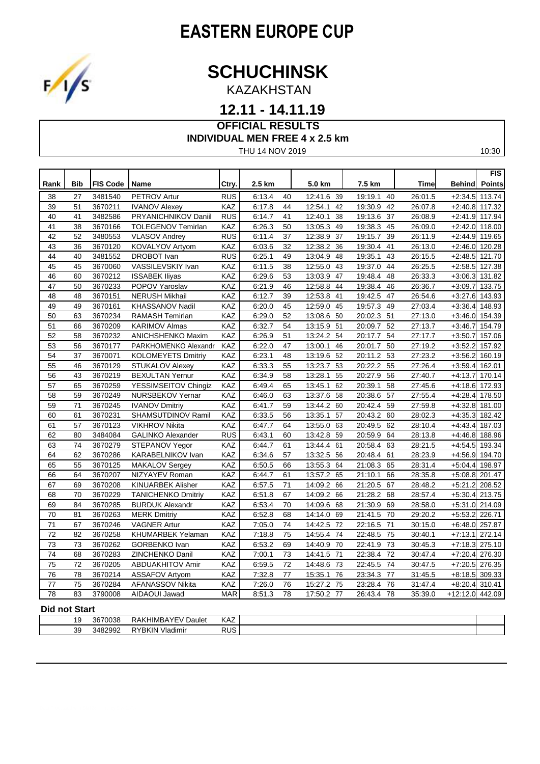# EASTERN EUROPE CUP

# SCHUCHINSK

KAZAKHSTAN

## 12.11 - 14.11.19

### OFFICIAL RESULTS

### INDIVIDUAL MEN FREE 4 x 2.5 km

THU 14 NOV 2019 10:30

| Rank | Bib | FIS Code | Name | Ctry. | 2.5 km | | 5.0 km | | 7.5 km | | Time | Behind | FIS Points |
|---|---|---|---|---|---|---|---|---|---|---|---|---|---|
| 38 | 27 | 3481540 | PETROV Artur | RUS | 6:13.4 | 40 | 12:41.6 | 39 | 19:19.1 | 40 | 26:01.5 | +2:34.5 | 113.74 |
| 39 | 51 | 3670211 | IVANOV Alexey | KAZ | 6:17.8 | 44 | 12:54.1 | 42 | 19:30.9 | 42 | 26:07.8 | +2:40.8 | 117.32 |
| 40 | 41 | 3482586 | PRYANICHNIKOV Daniil | RUS | 6:14.7 | 41 | 12:40.1 | 38 | 19:13.6 | 37 | 26:08.9 | +2:41.9 | 117.94 |
| 41 | 38 | 3670166 | TOLEGENOV Temirlan | KAZ | 6:26.3 | 50 | 13:05.3 | 49 | 19:38.3 | 45 | 26:09.0 | +2:42.0 | 118.00 |
| 42 | 52 | 3480553 | VLASOV Andrey | RUS | 6:11.4 | 37 | 12:38.9 | 37 | 19:15.7 | 39 | 26:11.9 | +2:44.9 | 119.65 |
| 43 | 36 | 3670120 | KOVALYOV Artyom | KAZ | 6:03.6 | 32 | 12:38.2 | 36 | 19:30.4 | 41 | 26:13.0 | +2:46.0 | 120.28 |
| 44 | 40 | 3481552 | DROBOT Ivan | RUS | 6:25.1 | 49 | 13:04.9 | 48 | 19:35.1 | 43 | 26:15.5 | +2:48.5 | 121.70 |
| 45 | 45 | 3670060 | VASSILEVSKIY Ivan | KAZ | 6:11.5 | 38 | 12:55.0 | 43 | 19:37.0 | 44 | 26:25.5 | +2:58.5 | 127.38 |
| 46 | 60 | 3670212 | ISSABEK Iliyas | KAZ | 6:29.6 | 53 | 13:03.9 | 47 | 19:48.4 | 48 | 26:33.3 | +3:06.3 | 131.82 |
| 47 | 50 | 3670233 | POPOV Yaroslav | KAZ | 6:21.9 | 46 | 12:58.8 | 44 | 19:38.4 | 46 | 26:36.7 | +3:09.7 | 133.75 |
| 48 | 48 | 3670151 | NERUSH Mikhail | KAZ | 6:12.7 | 39 | 12:53.8 | 41 | 19:42.5 | 47 | 26:54.6 | +3:27.6 | 143.93 |
| 49 | 49 | 3670161 | KHASSANOV Nadil | KAZ | 6:20.0 | 45 | 12:59.0 | 45 | 19:57.3 | 49 | 27:03.4 | +3:36.4 | 148.93 |
| 50 | 63 | 3670234 | RAMASH Temirlan | KAZ | 6:29.0 | 52 | 13:08.6 | 50 | 20:02.3 | 51 | 27:13.0 | +3:46.0 | 154.39 |
| 51 | 66 | 3670209 | KARIMOV Almas | KAZ | 6:32.7 | 54 | 13:15.9 | 51 | 20:09.7 | 52 | 27:13.7 | +3:46.7 | 154.79 |
| 52 | 58 | 3670232 | ANICHSHENKO Maxim | KAZ | 6:26.9 | 51 | 13:24.2 | 54 | 20:17.7 | 54 | 27:17.7 | +3:50.7 | 157.06 |
| 53 | 56 | 3670177 | PARKHOMENKO Alexandr | KAZ | 6:22.0 | 47 | 13:00.1 | 46 | 20:01.7 | 50 | 27:19.2 | +3:52.2 | 157.92 |
| 54 | 37 | 3670071 | KOLOMEYETS Dmitriy | KAZ | 6:23.1 | 48 | 13:19.6 | 52 | 20:11.2 | 53 | 27:23.2 | +3:56.2 | 160.19 |
| 55 | 46 | 3670129 | STUKALOV Alexey | KAZ | 6:33.3 | 55 | 13:23.7 | 53 | 20:22.2 | 55 | 27:26.4 | +3:59.4 | 162.01 |
| 56 | 43 | 3670219 | BEXULTAN Yernur | KAZ | 6:34.9 | 58 | 13:28.1 | 55 | 20:27.9 | 56 | 27:40.7 | +4:13.7 | 170.14 |
| 57 | 65 | 3670259 | YESSIMSEITOV Chingiz | KAZ | 6:49.4 | 65 | 13:45.1 | 62 | 20:39.1 | 58 | 27:45.6 | +4:18.6 | 172.93 |
| 58 | 59 | 3670249 | NURSBEKOV Yernar | KAZ | 6:46.0 | 63 | 13:37.6 | 58 | 20:38.6 | 57 | 27:55.4 | +4:28.4 | 178.50 |
| 59 | 71 | 3670245 | IVANOV Dmitriy | KAZ | 6:41.7 | 59 | 13:44.2 | 60 | 20:42.4 | 59 | 27:59.8 | +4:32.8 | 181.00 |
| 60 | 61 | 3670231 | SHAMSUTDINOV Ramil | KAZ | 6:33.5 | 56 | 13:35.1 | 57 | 20:43.2 | 60 | 28:02.3 | +4:35.3 | 182.42 |
| 61 | 57 | 3670123 | VIKHROV Nikita | KAZ | 6:47.7 | 64 | 13:55.0 | 63 | 20:49.5 | 62 | 28:10.4 | +4:43.4 | 187.03 |
| 62 | 80 | 3484084 | GALINKO Alexander | RUS | 6:43.1 | 60 | 13:42.8 | 59 | 20:59.9 | 64 | 28:13.8 | +4:46.8 | 188.96 |
| 63 | 74 | 3670279 | STEPANOV Yegor | KAZ | 6:44.7 | 61 | 13:44.4 | 61 | 20:58.4 | 63 | 28:21.5 | +4:54.5 | 193.34 |
| 64 | 62 | 3670286 | KARABELNIKOV Ivan | KAZ | 6:34.6 | 57 | 13:32.5 | 56 | 20:48.4 | 61 | 28:23.9 | +4:56.9 | 194.70 |
| 65 | 55 | 3670125 | MAKALOV Sergey | KAZ | 6:50.5 | 66 | 13:55.3 | 64 | 21:08.3 | 65 | 28:31.4 | +5:04.4 | 198.97 |
| 66 | 64 | 3670207 | NIZYAYEV Roman | KAZ | 6:44.7 | 61 | 13:57.2 | 65 | 21:10.1 | 66 | 28:35.8 | +5:08.8 | 201.47 |
| 67 | 69 | 3670208 | KINUARBEK Alisher | KAZ | 6:57.5 | 71 | 14:09.2 | 66 | 21:20.5 | 67 | 28:48.2 | +5:21.2 | 208.52 |
| 68 | 70 | 3670229 | TANICHENKO Dmitriy | KAZ | 6:51.8 | 67 | 14:09.2 | 66 | 21:28.2 | 68 | 28:57.4 | +5:30.4 | 213.75 |
| 69 | 84 | 3670285 | BURDUK Alexandr | KAZ | 6:53.4 | 70 | 14:09.6 | 68 | 21:30.9 | 69 | 28:58.0 | +5:31.0 | 214.09 |
| 70 | 81 | 3670263 | MERK Dmitriy | KAZ | 6:52.8 | 68 | 14:14.0 | 69 | 21:41.5 | 70 | 29:20.2 | +5:53.2 | 226.71 |
| 71 | 67 | 3670246 | VAGNER Artur | KAZ | 7:05.0 | 74 | 14:42.5 | 72 | 22:16.5 | 71 | 30:15.0 | +6:48.0 | 257.87 |
| 72 | 82 | 3670258 | KHUMARBEK Yelaman | KAZ | 7:18.8 | 75 | 14:55.4 | 74 | 22:48.5 | 75 | 30:40.1 | +7:13.1 | 272.14 |
| 73 | 73 | 3670262 | GORBENKO Ivan | KAZ | 6:53.2 | 69 | 14:40.9 | 70 | 22:41.9 | 73 | 30:45.3 | +7:18.3 | 275.10 |
| 74 | 68 | 3670283 | ZINCHENKO Danil | KAZ | 7:00.1 | 73 | 14:41.5 | 71 | 22:38.4 | 72 | 30:47.4 | +7:20.4 | 276.30 |
| 75 | 72 | 3670205 | ABDUAKHITOV Amir | KAZ | 6:59.5 | 72 | 14:48.6 | 73 | 22:45.5 | 74 | 30:47.5 | +7:20.5 | 276.35 |
| 76 | 78 | 3670214 | ASSAFOV Artyom | KAZ | 7:32.8 | 77 | 15:35.1 | 76 | 23:34.3 | 77 | 31:45.5 | +8:18.5 | 309.33 |
| 77 | 75 | 3670284 | AFANASSOV Nikita | KAZ | 7:26.0 | 76 | 15:27.2 | 75 | 23:28.4 | 76 | 31:47.4 | +8:20.4 | 310.41 |
| 78 | 83 | 3790008 | AIDAOUI Jawad | MAR | 8:51.3 | 78 | 17:50.2 | 77 | 26:43.4 | 78 | 35:39.0 | +12:12.0 | 442.09 |

**Did not Start**

| | Bib | FIS Code | Name | Ctry. |
|---|---|---|---|---|
| | 19 | 3670038 | RAKHIMBAYEV Daulet | KAZ |
| | 39 | 3482992 | RYBKIN Vladimir | RUS |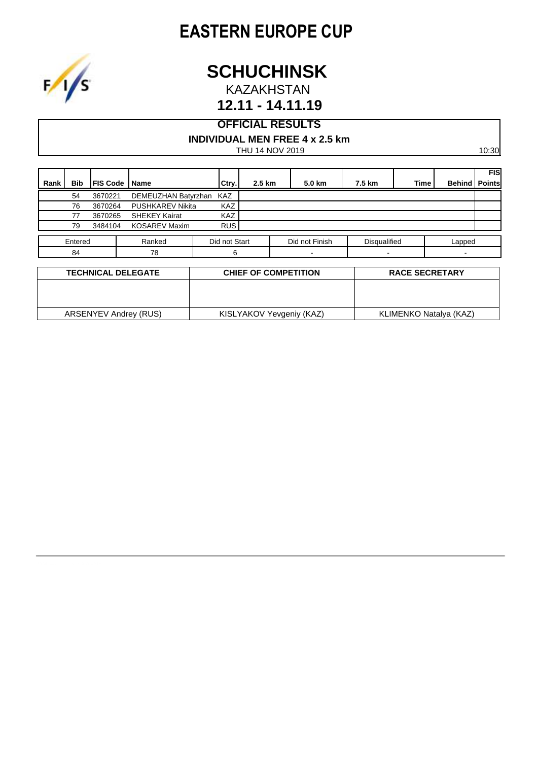# EASTERN EUROPE CUP

# SCHUCHINSK

KAZAKHSTAN

**12.11 - 14.11.19**

## OFFICIAL RESULTS

### INDIVIDUAL MEN FREE 4 x 2.5 km

THU 14 NOV 2019

10:30

| Rank | Bib | FIS Code | Name | Ctry. | 2.5 km | 5.0 km | 7.5 km | Time | Behind | FIS Points |
|---|---|---|---|---|---|---|---|---|---|---|
| | 54 | 3670221 | DEMEUZHAN Batyrzhan | KAZ | | | | | | |
| | 76 | 3670264 | PUSHKAREV Nikita | KAZ | | | | | | |
| | 77 | 3670265 | SHEKEY Kairat | KAZ | | | | | | |
| | 79 | 3484104 | KOSAREV Maxim | RUS | | | | | | |

| Entered | Ranked | Did not Start | Did not Finish | Disqualified | Lapped |
|---|---|---|---|---|---|
| 84 | 78 | 6 | - | - | - |

| TECHNICAL DELEGATE | CHIEF OF COMPETITION | RACE SECRETARY |
|---|---|---|
| ARSENYEV Andrey (RUS) | KISLYAKOV Yevgeniy (KAZ) | KLIMENKO Natalya (KAZ) |